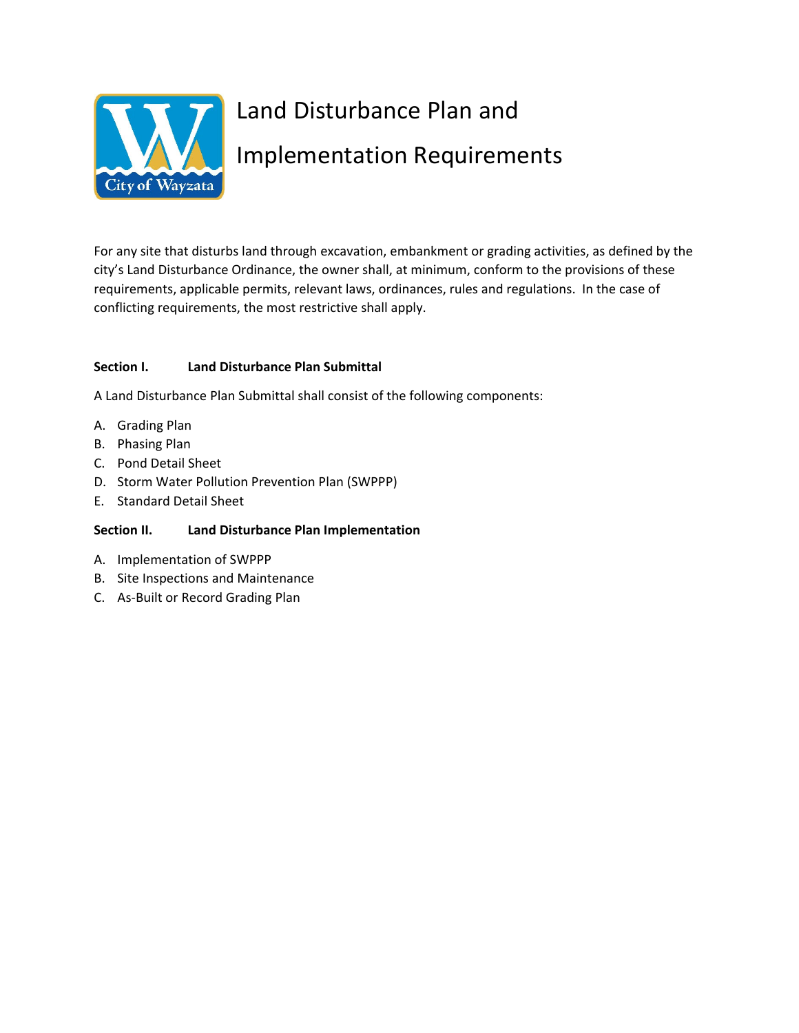# Land Disturbance Plan and Implementation Requirements

For any site that disturbs land through excavation, embankment or grading activities, as defined by the city's Land Disturbance Ordinance, the owner shall, at minimum, conform to the provisions of these requirements, applicable permits, relevant laws, ordinances, rules and regulations. In the case of conflicting requirements, the most restrictive shall apply.

**Section I. Land Disturbance Plan Submittal**

A Land Disturbance Plan Submittal shall consist of the following components:

A. Grading Plan
B. Phasing Plan
C. Pond Detail Sheet
D. Storm Water Pollution Prevention Plan (SWPPP)
E. Standard Detail Sheet

**Section II. Land Disturbance Plan Implementation**

A. Implementation of SWPPP
B. Site Inspections and Maintenance
C. As-Built or Record Grading Plan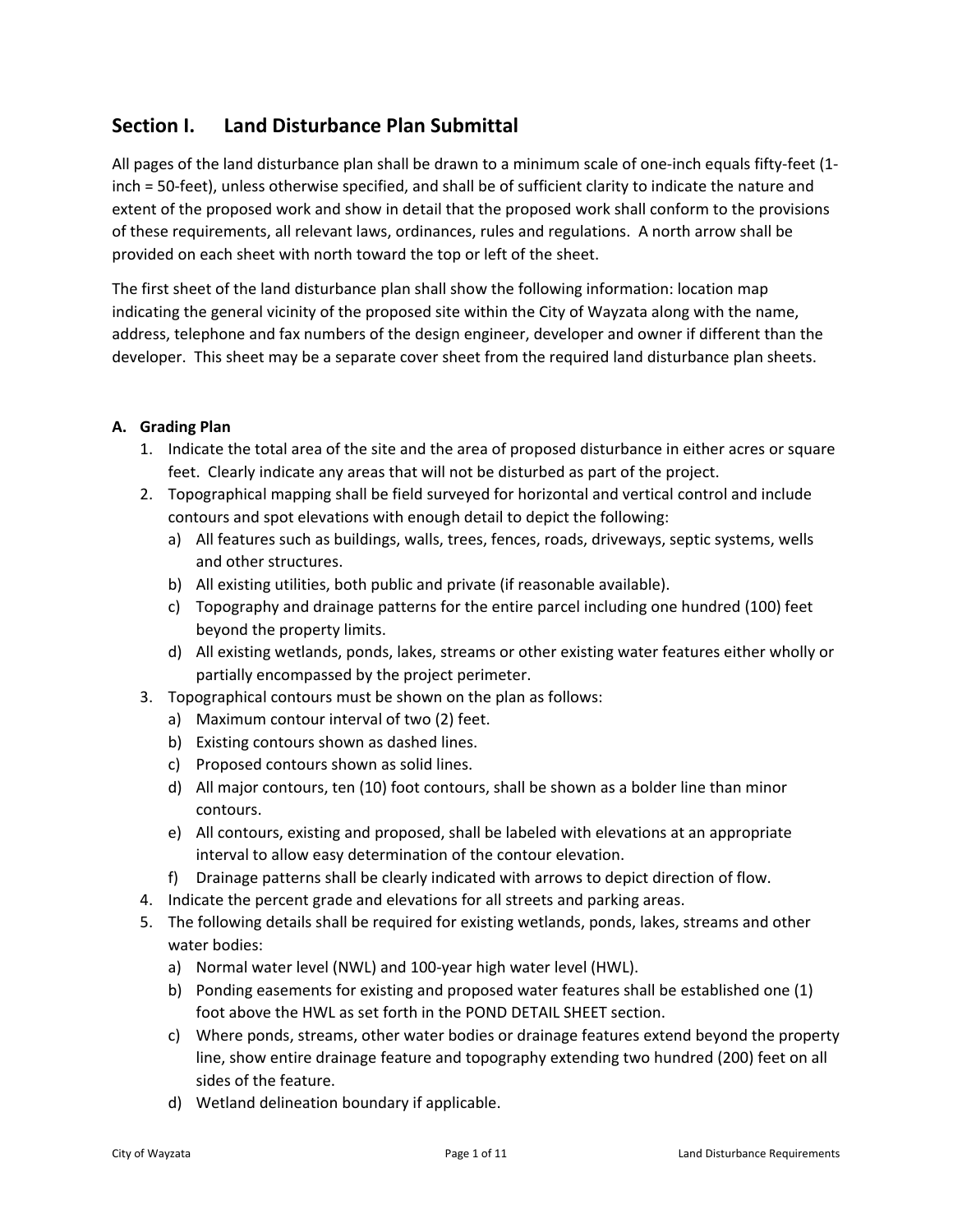## Section I. Land Disturbance Plan Submittal

All pages of the land disturbance plan shall be drawn to a minimum scale of one-inch equals fifty-feet (1-inch = 50-feet), unless otherwise specified, and shall be of sufficient clarity to indicate the nature and extent of the proposed work and show in detail that the proposed work shall conform to the provisions of these requirements, all relevant laws, ordinances, rules and regulations. A north arrow shall be provided on each sheet with north toward the top or left of the sheet.

The first sheet of the land disturbance plan shall show the following information: location map indicating the general vicinity of the proposed site within the City of Wayzata along with the name, address, telephone and fax numbers of the design engineer, developer and owner if different than the developer. This sheet may be a separate cover sheet from the required land disturbance plan sheets.

**A. Grading Plan**

1. Indicate the total area of the site and the area of proposed disturbance in either acres or square feet. Clearly indicate any areas that will not be disturbed as part of the project.
2. Topographical mapping shall be field surveyed for horizontal and vertical control and include contours and spot elevations with enough detail to depict the following:
   a) All features such as buildings, walls, trees, fences, roads, driveways, septic systems, wells and other structures.
   b) All existing utilities, both public and private (if reasonable available).
   c) Topography and drainage patterns for the entire parcel including one hundred (100) feet beyond the property limits.
   d) All existing wetlands, ponds, lakes, streams or other existing water features either wholly or partially encompassed by the project perimeter.
3. Topographical contours must be shown on the plan as follows:
   a) Maximum contour interval of two (2) feet.
   b) Existing contours shown as dashed lines.
   c) Proposed contours shown as solid lines.
   d) All major contours, ten (10) foot contours, shall be shown as a bolder line than minor contours.
   e) All contours, existing and proposed, shall be labeled with elevations at an appropriate interval to allow easy determination of the contour elevation.
   f) Drainage patterns shall be clearly indicated with arrows to depict direction of flow.
4. Indicate the percent grade and elevations for all streets and parking areas.
5. The following details shall be required for existing wetlands, ponds, lakes, streams and other water bodies:
   a) Normal water level (NWL) and 100-year high water level (HWL).
   b) Ponding easements for existing and proposed water features shall be established one (1) foot above the HWL as set forth in the POND DETAIL SHEET section.
   c) Where ponds, streams, other water bodies or drainage features extend beyond the property line, show entire drainage feature and topography extending two hundred (200) feet on all sides of the feature.
   d) Wetland delineation boundary if applicable.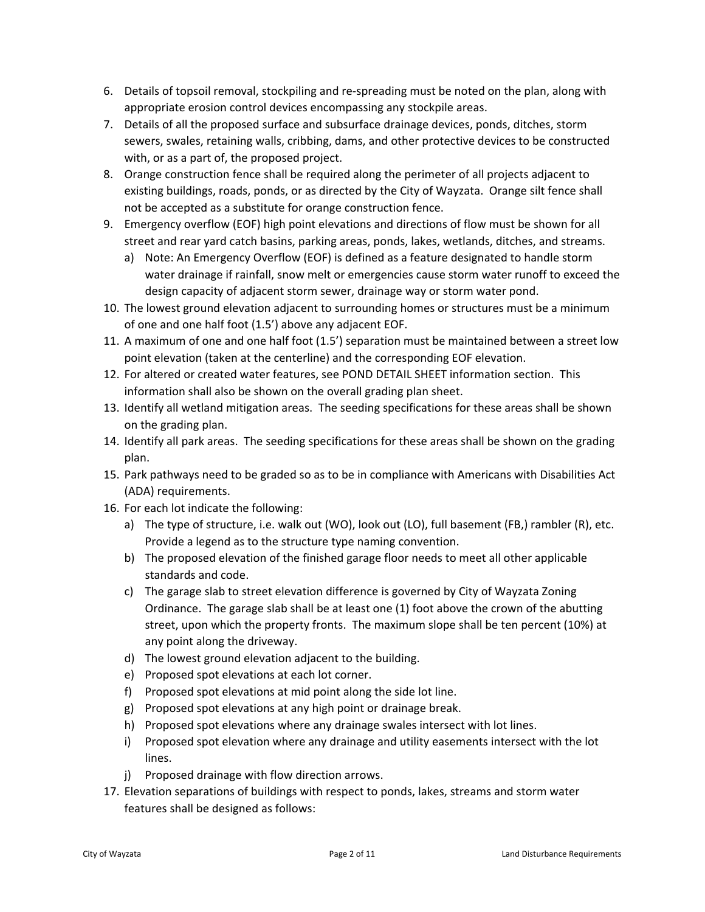6. Details of topsoil removal, stockpiling and re-spreading must be noted on the plan, along with appropriate erosion control devices encompassing any stockpile areas.
7. Details of all the proposed surface and subsurface drainage devices, ponds, ditches, storm sewers, swales, retaining walls, cribbing, dams, and other protective devices to be constructed with, or as a part of, the proposed project.
8. Orange construction fence shall be required along the perimeter of all projects adjacent to existing buildings, roads, ponds, or as directed by the City of Wayzata. Orange silt fence shall not be accepted as a substitute for orange construction fence.
9. Emergency overflow (EOF) high point elevations and directions of flow must be shown for all street and rear yard catch basins, parking areas, ponds, lakes, wetlands, ditches, and streams.
   a) Note: An Emergency Overflow (EOF) is defined as a feature designated to handle storm water drainage if rainfall, snow melt or emergencies cause storm water runoff to exceed the design capacity of adjacent storm sewer, drainage way or storm water pond.
10. The lowest ground elevation adjacent to surrounding homes or structures must be a minimum of one and one half foot (1.5') above any adjacent EOF.
11. A maximum of one and one half foot (1.5') separation must be maintained between a street low point elevation (taken at the centerline) and the corresponding EOF elevation.
12. For altered or created water features, see POND DETAIL SHEET information section. This information shall also be shown on the overall grading plan sheet.
13. Identify all wetland mitigation areas. The seeding specifications for these areas shall be shown on the grading plan.
14. Identify all park areas. The seeding specifications for these areas shall be shown on the grading plan.
15. Park pathways need to be graded so as to be in compliance with Americans with Disabilities Act (ADA) requirements.
16. For each lot indicate the following:
    a) The type of structure, i.e. walk out (WO), look out (LO), full basement (FB,) rambler (R), etc. Provide a legend as to the structure type naming convention.
    b) The proposed elevation of the finished garage floor needs to meet all other applicable standards and code.
    c) The garage slab to street elevation difference is governed by City of Wayzata Zoning Ordinance. The garage slab shall be at least one (1) foot above the crown of the abutting street, upon which the property fronts. The maximum slope shall be ten percent (10%) at any point along the driveway.
    d) The lowest ground elevation adjacent to the building.
    e) Proposed spot elevations at each lot corner.
    f) Proposed spot elevations at mid point along the side lot line.
    g) Proposed spot elevations at any high point or drainage break.
    h) Proposed spot elevations where any drainage swales intersect with lot lines.
    i) Proposed spot elevation where any drainage and utility easements intersect with the lot lines.
    j) Proposed drainage with flow direction arrows.
17. Elevation separations of buildings with respect to ponds, lakes, streams and storm water features shall be designed as follows: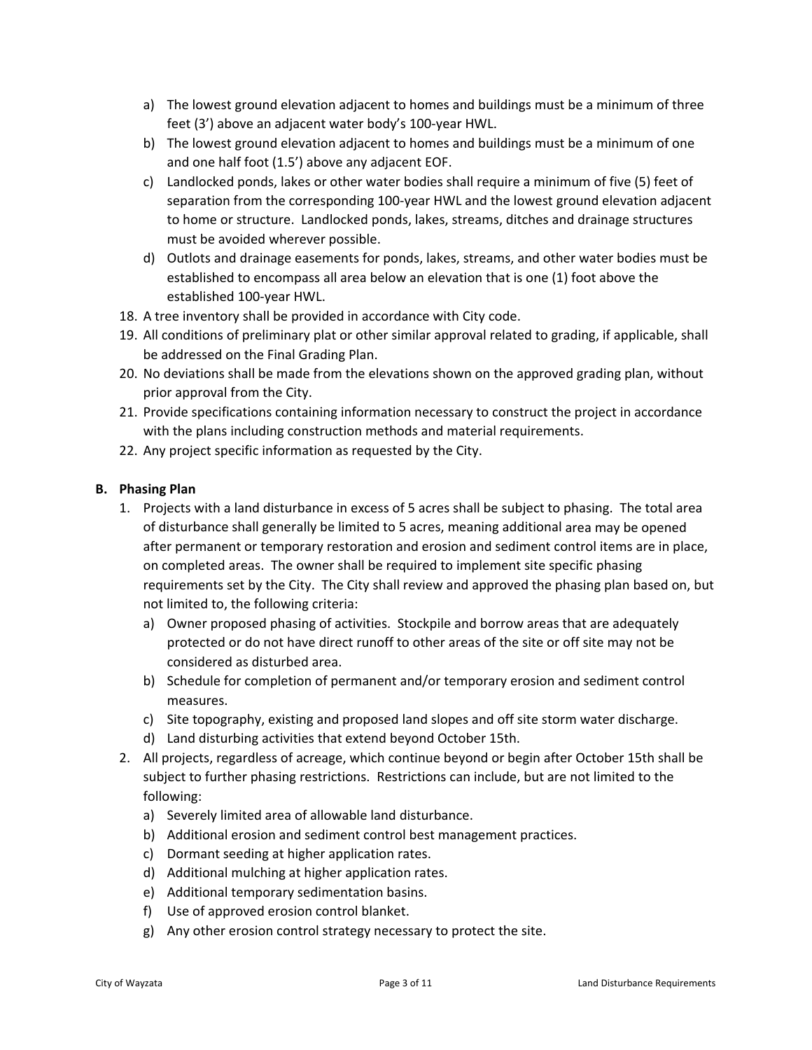a) The lowest ground elevation adjacent to homes and buildings must be a minimum of three feet (3') above an adjacent water body's 100-year HWL.
   b) The lowest ground elevation adjacent to homes and buildings must be a minimum of one and one half foot (1.5') above any adjacent EOF.
   c) Landlocked ponds, lakes or other water bodies shall require a minimum of five (5) feet of separation from the corresponding 100-year HWL and the lowest ground elevation adjacent to home or structure. Landlocked ponds, lakes, streams, ditches and drainage structures must be avoided wherever possible.
   d) Outlots and drainage easements for ponds, lakes, streams, and other water bodies must be established to encompass all area below an elevation that is one (1) foot above the established 100-year HWL.

18. A tree inventory shall be provided in accordance with City code.
19. All conditions of preliminary plat or other similar approval related to grading, if applicable, shall be addressed on the Final Grading Plan.
20. No deviations shall be made from the elevations shown on the approved grading plan, without prior approval from the City.
21. Provide specifications containing information necessary to construct the project in accordance with the plans including construction methods and material requirements.
22. Any project specific information as requested by the City.

**B. Phasing Plan**

1. Projects with a land disturbance in excess of 5 acres shall be subject to phasing. The total area of disturbance shall generally be limited to 5 acres, meaning additional area may be opened after permanent or temporary restoration and erosion and sediment control items are in place, on completed areas. The owner shall be required to implement site specific phasing requirements set by the City. The City shall review and approved the phasing plan based on, but not limited to, the following criteria:
   a) Owner proposed phasing of activities. Stockpile and borrow areas that are adequately protected or do not have direct runoff to other areas of the site or off site may not be considered as disturbed area.
   b) Schedule for completion of permanent and/or temporary erosion and sediment control measures.
   c) Site topography, existing and proposed land slopes and off site storm water discharge.
   d) Land disturbing activities that extend beyond October 15th.
2. All projects, regardless of acreage, which continue beyond or begin after October 15th shall be subject to further phasing restrictions. Restrictions can include, but are not limited to the following:
   a) Severely limited area of allowable land disturbance.
   b) Additional erosion and sediment control best management practices.
   c) Dormant seeding at higher application rates.
   d) Additional mulching at higher application rates.
   e) Additional temporary sedimentation basins.
   f) Use of approved erosion control blanket.
   g) Any other erosion control strategy necessary to protect the site.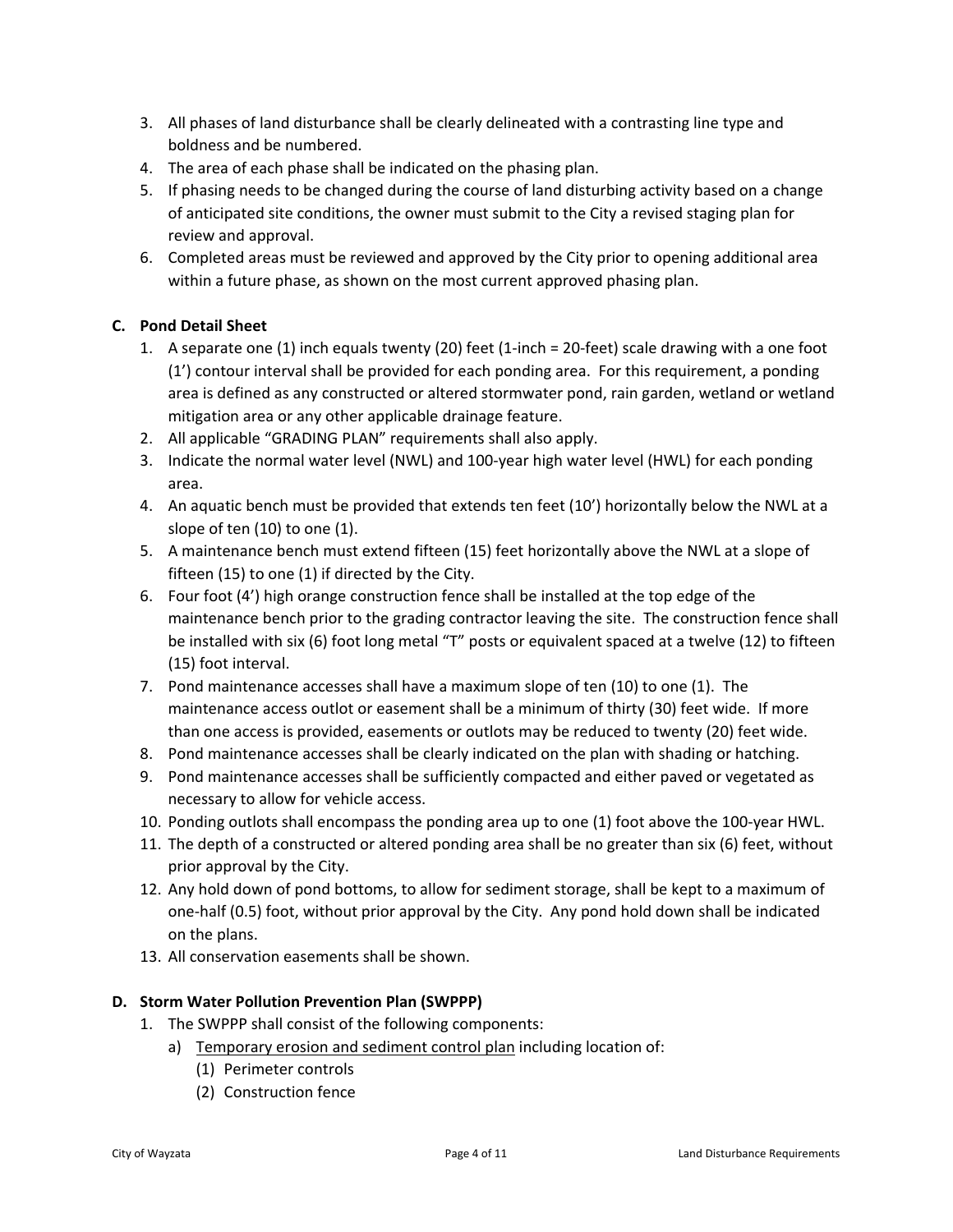3. All phases of land disturbance shall be clearly delineated with a contrasting line type and boldness and be numbered.
4. The area of each phase shall be indicated on the phasing plan.
5. If phasing needs to be changed during the course of land disturbing activity based on a change of anticipated site conditions, the owner must submit to the City a revised staging plan for review and approval.
6. Completed areas must be reviewed and approved by the City prior to opening additional area within a future phase, as shown on the most current approved phasing plan.

**C. Pond Detail Sheet**

1. A separate one (1) inch equals twenty (20) feet (1-inch = 20-feet) scale drawing with a one foot (1') contour interval shall be provided for each ponding area. For this requirement, a ponding area is defined as any constructed or altered stormwater pond, rain garden, wetland or wetland mitigation area or any other applicable drainage feature.
2. All applicable "GRADING PLAN" requirements shall also apply.
3. Indicate the normal water level (NWL) and 100-year high water level (HWL) for each ponding area.
4. An aquatic bench must be provided that extends ten feet (10') horizontally below the NWL at a slope of ten (10) to one (1).
5. A maintenance bench must extend fifteen (15) feet horizontally above the NWL at a slope of fifteen (15) to one (1) if directed by the City.
6. Four foot (4') high orange construction fence shall be installed at the top edge of the maintenance bench prior to the grading contractor leaving the site. The construction fence shall be installed with six (6) foot long metal "T" posts or equivalent spaced at a twelve (12) to fifteen (15) foot interval.
7. Pond maintenance accesses shall have a maximum slope of ten (10) to one (1). The maintenance access outlot or easement shall be a minimum of thirty (30) feet wide. If more than one access is provided, easements or outlots may be reduced to twenty (20) feet wide.
8. Pond maintenance accesses shall be clearly indicated on the plan with shading or hatching.
9. Pond maintenance accesses shall be sufficiently compacted and either paved or vegetated as necessary to allow for vehicle access.
10. Ponding outlots shall encompass the ponding area up to one (1) foot above the 100-year HWL.
11. The depth of a constructed or altered ponding area shall be no greater than six (6) feet, without prior approval by the City.
12. Any hold down of pond bottoms, to allow for sediment storage, shall be kept to a maximum of one-half (0.5) foot, without prior approval by the City. Any pond hold down shall be indicated on the plans.
13. All conservation easements shall be shown.

**D. Storm Water Pollution Prevention Plan (SWPPP)**

1. The SWPPP shall consist of the following components:
   a) <u>Temporary erosion and sediment control plan</u> including location of:
      (1) Perimeter controls
      (2) Construction fence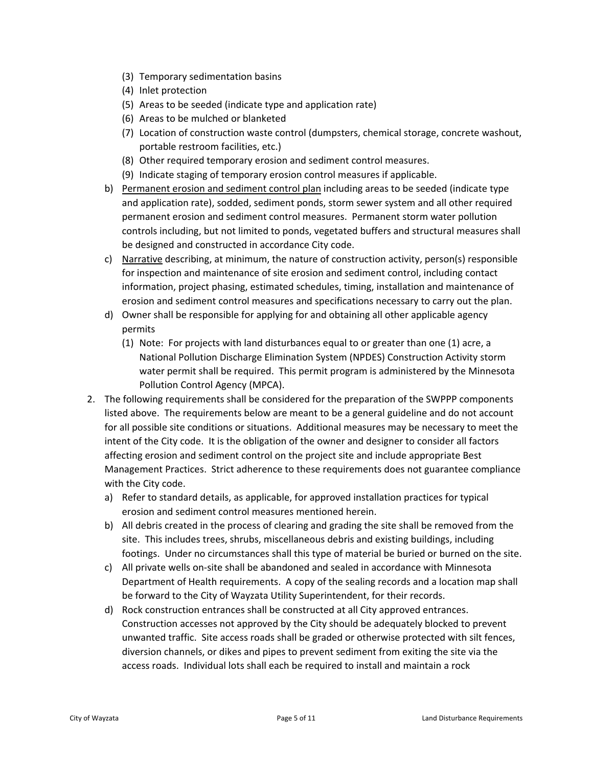- (3) Temporary sedimentation basins
   - (4) Inlet protection
   - (5) Areas to be seeded (indicate type and application rate)
   - (6) Areas to be mulched or blanketed
   - (7) Location of construction waste control (dumpsters, chemical storage, concrete washout, portable restroom facilities, etc.)
   - (8) Other required temporary erosion and sediment control measures.
   - (9) Indicate staging of temporary erosion control measures if applicable.

b) <u>Permanent erosion and sediment control plan</u> including areas to be seeded (indicate type and application rate), sodded, sediment ponds, storm sewer system and all other required permanent erosion and sediment control measures. Permanent storm water pollution controls including, but not limited to ponds, vegetated buffers and structural measures shall be designed and constructed in accordance City code.

c) <u>Narrative</u> describing, at minimum, the nature of construction activity, person(s) responsible for inspection and maintenance of site erosion and sediment control, including contact information, project phasing, estimated schedules, timing, installation and maintenance of erosion and sediment control measures and specifications necessary to carry out the plan.

d) Owner shall be responsible for applying for and obtaining all other applicable agency permits
   - (1) Note: For projects with land disturbances equal to or greater than one (1) acre, a National Pollution Discharge Elimination System (NPDES) Construction Activity storm water permit shall be required. This permit program is administered by the Minnesota Pollution Control Agency (MPCA).

2. The following requirements shall be considered for the preparation of the SWPPP components listed above. The requirements below are meant to be a general guideline and do not account for all possible site conditions or situations. Additional measures may be necessary to meet the intent of the City code. It is the obligation of the owner and designer to consider all factors affecting erosion and sediment control on the project site and include appropriate Best Management Practices. Strict adherence to these requirements does not guarantee compliance with the City code.
   - a) Refer to standard details, as applicable, for approved installation practices for typical erosion and sediment control measures mentioned herein.
   - b) All debris created in the process of clearing and grading the site shall be removed from the site. This includes trees, shrubs, miscellaneous debris and existing buildings, including footings. Under no circumstances shall this type of material be buried or burned on the site.
   - c) All private wells on-site shall be abandoned and sealed in accordance with Minnesota Department of Health requirements. A copy of the sealing records and a location map shall be forward to the City of Wayzata Utility Superintendent, for their records.
   - d) Rock construction entrances shall be constructed at all City approved entrances. Construction accesses not approved by the City should be adequately blocked to prevent unwanted traffic. Site access roads shall be graded or otherwise protected with silt fences, diversion channels, or dikes and pipes to prevent sediment from exiting the site via the access roads. Individual lots shall each be required to install and maintain a rock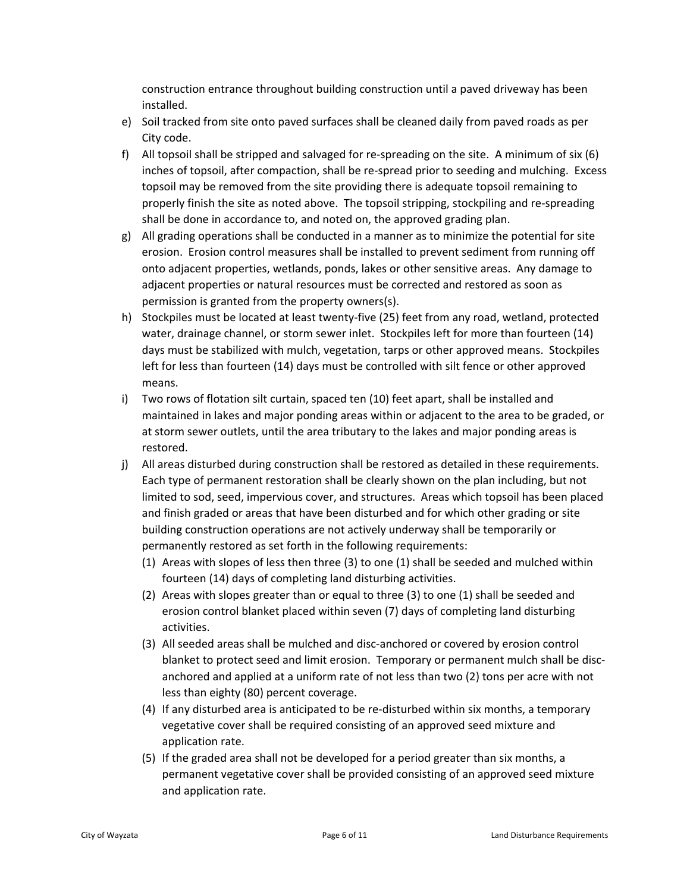construction entrance throughout building construction until a paved driveway has been installed.

e) Soil tracked from site onto paved surfaces shall be cleaned daily from paved roads as per City code.

f) All topsoil shall be stripped and salvaged for re-spreading on the site. A minimum of six (6) inches of topsoil, after compaction, shall be re-spread prior to seeding and mulching. Excess topsoil may be removed from the site providing there is adequate topsoil remaining to properly finish the site as noted above. The topsoil stripping, stockpiling and re-spreading shall be done in accordance to, and noted on, the approved grading plan.

g) All grading operations shall be conducted in a manner as to minimize the potential for site erosion. Erosion control measures shall be installed to prevent sediment from running off onto adjacent properties, wetlands, ponds, lakes or other sensitive areas. Any damage to adjacent properties or natural resources must be corrected and restored as soon as permission is granted from the property owners(s).

h) Stockpiles must be located at least twenty-five (25) feet from any road, wetland, protected water, drainage channel, or storm sewer inlet. Stockpiles left for more than fourteen (14) days must be stabilized with mulch, vegetation, tarps or other approved means. Stockpiles left for less than fourteen (14) days must be controlled with silt fence or other approved means.

i) Two rows of flotation silt curtain, spaced ten (10) feet apart, shall be installed and maintained in lakes and major ponding areas within or adjacent to the area to be graded, or at storm sewer outlets, until the area tributary to the lakes and major ponding areas is restored.

j) All areas disturbed during construction shall be restored as detailed in these requirements. Each type of permanent restoration shall be clearly shown on the plan including, but not limited to sod, seed, impervious cover, and structures. Areas which topsoil has been placed and finish graded or areas that have been disturbed and for which other grading or site building construction operations are not actively underway shall be temporarily or permanently restored as set forth in the following requirements:

   (1) Areas with slopes of less then three (3) to one (1) shall be seeded and mulched within fourteen (14) days of completing land disturbing activities.

   (2) Areas with slopes greater than or equal to three (3) to one (1) shall be seeded and erosion control blanket placed within seven (7) days of completing land disturbing activities.

   (3) All seeded areas shall be mulched and disc-anchored or covered by erosion control blanket to protect seed and limit erosion. Temporary or permanent mulch shall be disc-anchored and applied at a uniform rate of not less than two (2) tons per acre with not less than eighty (80) percent coverage.

   (4) If any disturbed area is anticipated to be re-disturbed within six months, a temporary vegetative cover shall be required consisting of an approved seed mixture and application rate.

   (5) If the graded area shall not be developed for a period greater than six months, a permanent vegetative cover shall be provided consisting of an approved seed mixture and application rate.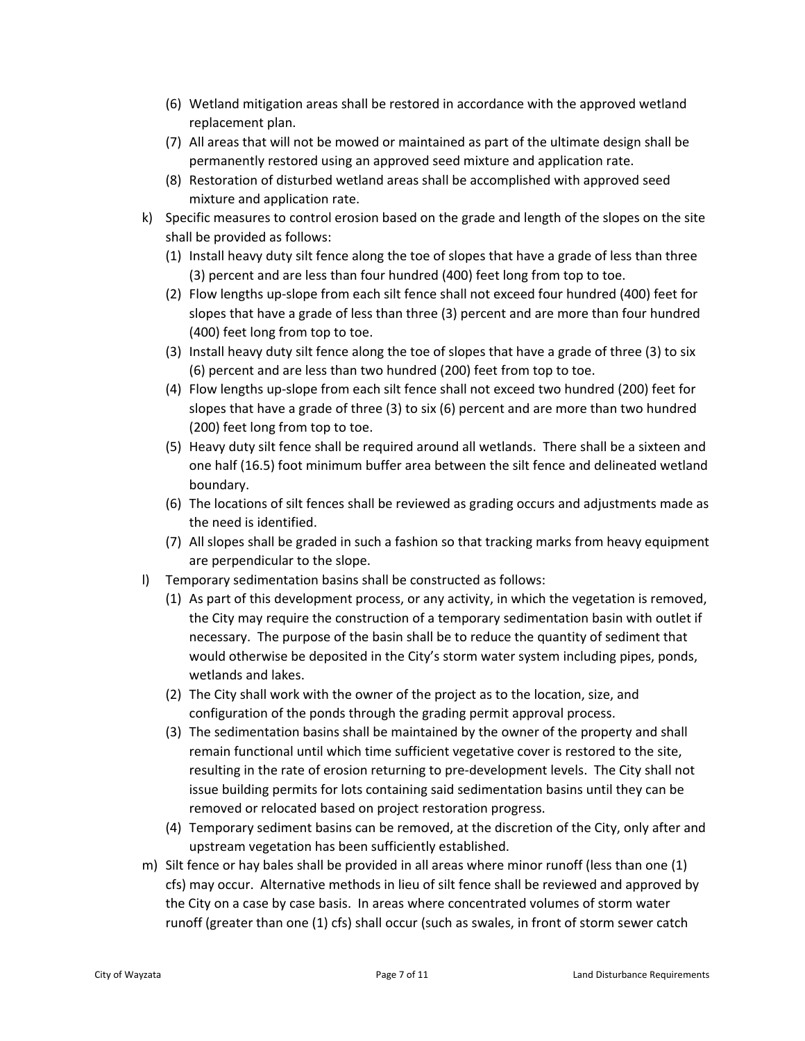(6) Wetland mitigation areas shall be restored in accordance with the approved wetland replacement plan.
   (7) All areas that will not be mowed or maintained as part of the ultimate design shall be permanently restored using an approved seed mixture and application rate.
   (8) Restoration of disturbed wetland areas shall be accomplished with approved seed mixture and application rate.

k) Specific measures to control erosion based on the grade and length of the slopes on the site shall be provided as follows:
   (1) Install heavy duty silt fence along the toe of slopes that have a grade of less than three (3) percent and are less than four hundred (400) feet long from top to toe.
   (2) Flow lengths up-slope from each silt fence shall not exceed four hundred (400) feet for slopes that have a grade of less than three (3) percent and are more than four hundred (400) feet long from top to toe.
   (3) Install heavy duty silt fence along the toe of slopes that have a grade of three (3) to six (6) percent and are less than two hundred (200) feet from top to toe.
   (4) Flow lengths up-slope from each silt fence shall not exceed two hundred (200) feet for slopes that have a grade of three (3) to six (6) percent and are more than two hundred (200) feet long from top to toe.
   (5) Heavy duty silt fence shall be required around all wetlands. There shall be a sixteen and one half (16.5) foot minimum buffer area between the silt fence and delineated wetland boundary.
   (6) The locations of silt fences shall be reviewed as grading occurs and adjustments made as the need is identified.
   (7) All slopes shall be graded in such a fashion so that tracking marks from heavy equipment are perpendicular to the slope.

l) Temporary sedimentation basins shall be constructed as follows:
   (1) As part of this development process, or any activity, in which the vegetation is removed, the City may require the construction of a temporary sedimentation basin with outlet if necessary. The purpose of the basin shall be to reduce the quantity of sediment that would otherwise be deposited in the City's storm water system including pipes, ponds, wetlands and lakes.
   (2) The City shall work with the owner of the project as to the location, size, and configuration of the ponds through the grading permit approval process.
   (3) The sedimentation basins shall be maintained by the owner of the property and shall remain functional until which time sufficient vegetative cover is restored to the site, resulting in the rate of erosion returning to pre-development levels. The City shall not issue building permits for lots containing said sedimentation basins until they can be removed or relocated based on project restoration progress.
   (4) Temporary sediment basins can be removed, at the discretion of the City, only after and upstream vegetation has been sufficiently established.

m) Silt fence or hay bales shall be provided in all areas where minor runoff (less than one (1) cfs) may occur. Alternative methods in lieu of silt fence shall be reviewed and approved by the City on a case by case basis. In areas where concentrated volumes of storm water runoff (greater than one (1) cfs) shall occur (such as swales, in front of storm sewer catch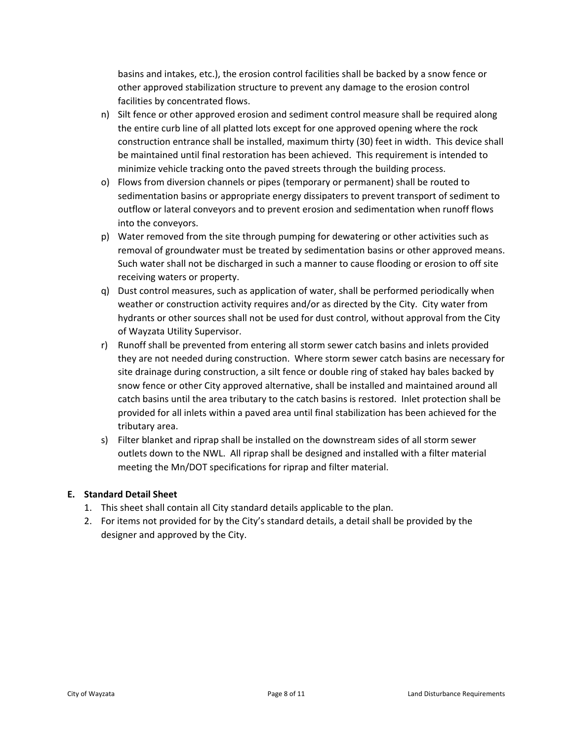basins and intakes, etc.), the erosion control facilities shall be backed by a snow fence or other approved stabilization structure to prevent any damage to the erosion control facilities by concentrated flows.

n) Silt fence or other approved erosion and sediment control measure shall be required along the entire curb line of all platted lots except for one approved opening where the rock construction entrance shall be installed, maximum thirty (30) feet in width. This device shall be maintained until final restoration has been achieved. This requirement is intended to minimize vehicle tracking onto the paved streets through the building process.

o) Flows from diversion channels or pipes (temporary or permanent) shall be routed to sedimentation basins or appropriate energy dissipaters to prevent transport of sediment to outflow or lateral conveyors and to prevent erosion and sedimentation when runoff flows into the conveyors.

p) Water removed from the site through pumping for dewatering or other activities such as removal of groundwater must be treated by sedimentation basins or other approved means. Such water shall not be discharged in such a manner to cause flooding or erosion to off site receiving waters or property.

q) Dust control measures, such as application of water, shall be performed periodically when weather or construction activity requires and/or as directed by the City. City water from hydrants or other sources shall not be used for dust control, without approval from the City of Wayzata Utility Supervisor.

r) Runoff shall be prevented from entering all storm sewer catch basins and inlets provided they are not needed during construction. Where storm sewer catch basins are necessary for site drainage during construction, a silt fence or double ring of staked hay bales backed by snow fence or other City approved alternative, shall be installed and maintained around all catch basins until the area tributary to the catch basins is restored. Inlet protection shall be provided for all inlets within a paved area until final stabilization has been achieved for the tributary area.

s) Filter blanket and riprap shall be installed on the downstream sides of all storm sewer outlets down to the NWL. All riprap shall be designed and installed with a filter material meeting the Mn/DOT specifications for riprap and filter material.

**E. Standard Detail Sheet**

1. This sheet shall contain all City standard details applicable to the plan.
2. For items not provided for by the City's standard details, a detail shall be provided by the designer and approved by the City.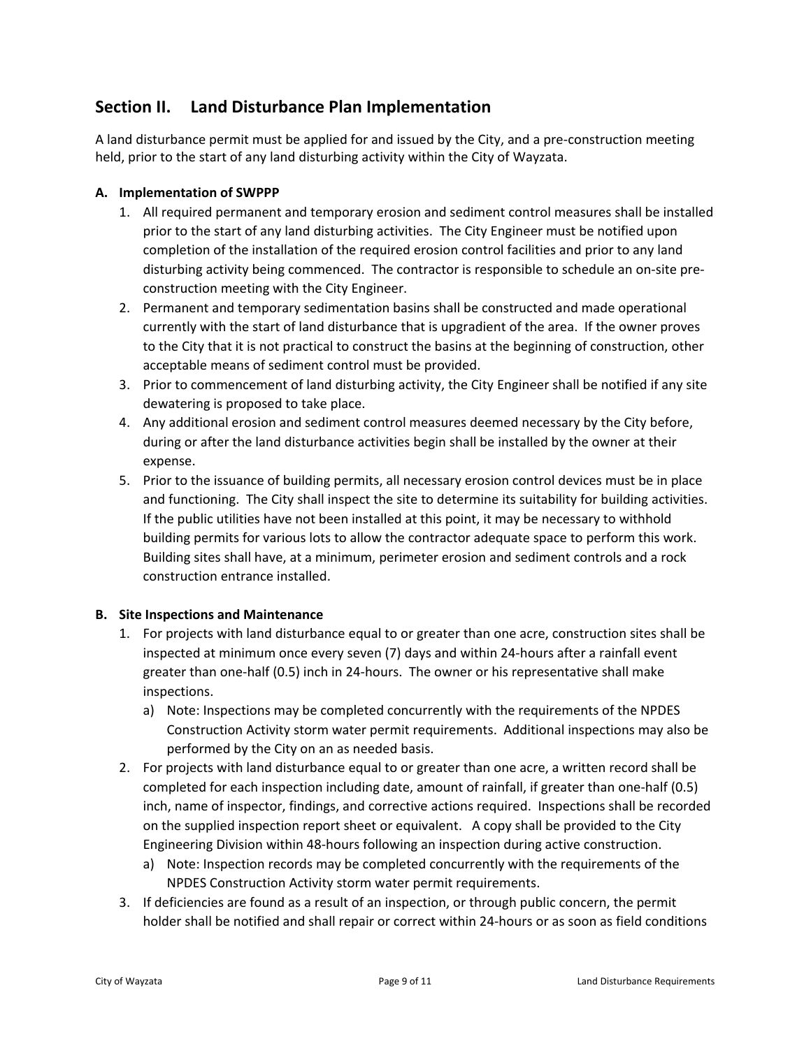## Section II. Land Disturbance Plan Implementation

A land disturbance permit must be applied for and issued by the City, and a pre-construction meeting held, prior to the start of any land disturbing activity within the City of Wayzata.

### A. Implementation of SWPPP

1. All required permanent and temporary erosion and sediment control measures shall be installed prior to the start of any land disturbing activities. The City Engineer must be notified upon completion of the installation of the required erosion control facilities and prior to any land disturbing activity being commenced. The contractor is responsible to schedule an on-site pre-construction meeting with the City Engineer.
2. Permanent and temporary sedimentation basins shall be constructed and made operational currently with the start of land disturbance that is upgradient of the area. If the owner proves to the City that it is not practical to construct the basins at the beginning of construction, other acceptable means of sediment control must be provided.
3. Prior to commencement of land disturbing activity, the City Engineer shall be notified if any site dewatering is proposed to take place.
4. Any additional erosion and sediment control measures deemed necessary by the City before, during or after the land disturbance activities begin shall be installed by the owner at their expense.
5. Prior to the issuance of building permits, all necessary erosion control devices must be in place and functioning. The City shall inspect the site to determine its suitability for building activities. If the public utilities have not been installed at this point, it may be necessary to withhold building permits for various lots to allow the contractor adequate space to perform this work. Building sites shall have, at a minimum, perimeter erosion and sediment controls and a rock construction entrance installed.

### B. Site Inspections and Maintenance

1. For projects with land disturbance equal to or greater than one acre, construction sites shall be inspected at minimum once every seven (7) days and within 24-hours after a rainfall event greater than one-half (0.5) inch in 24-hours. The owner or his representative shall make inspections.
   a) Note: Inspections may be completed concurrently with the requirements of the NPDES Construction Activity storm water permit requirements. Additional inspections may also be performed by the City on an as needed basis.
2. For projects with land disturbance equal to or greater than one acre, a written record shall be completed for each inspection including date, amount of rainfall, if greater than one-half (0.5) inch, name of inspector, findings, and corrective actions required. Inspections shall be recorded on the supplied inspection report sheet or equivalent. A copy shall be provided to the City Engineering Division within 48-hours following an inspection during active construction.
   a) Note: Inspection records may be completed concurrently with the requirements of the NPDES Construction Activity storm water permit requirements.
3. If deficiencies are found as a result of an inspection, or through public concern, the permit holder shall be notified and shall repair or correct within 24-hours or as soon as field conditions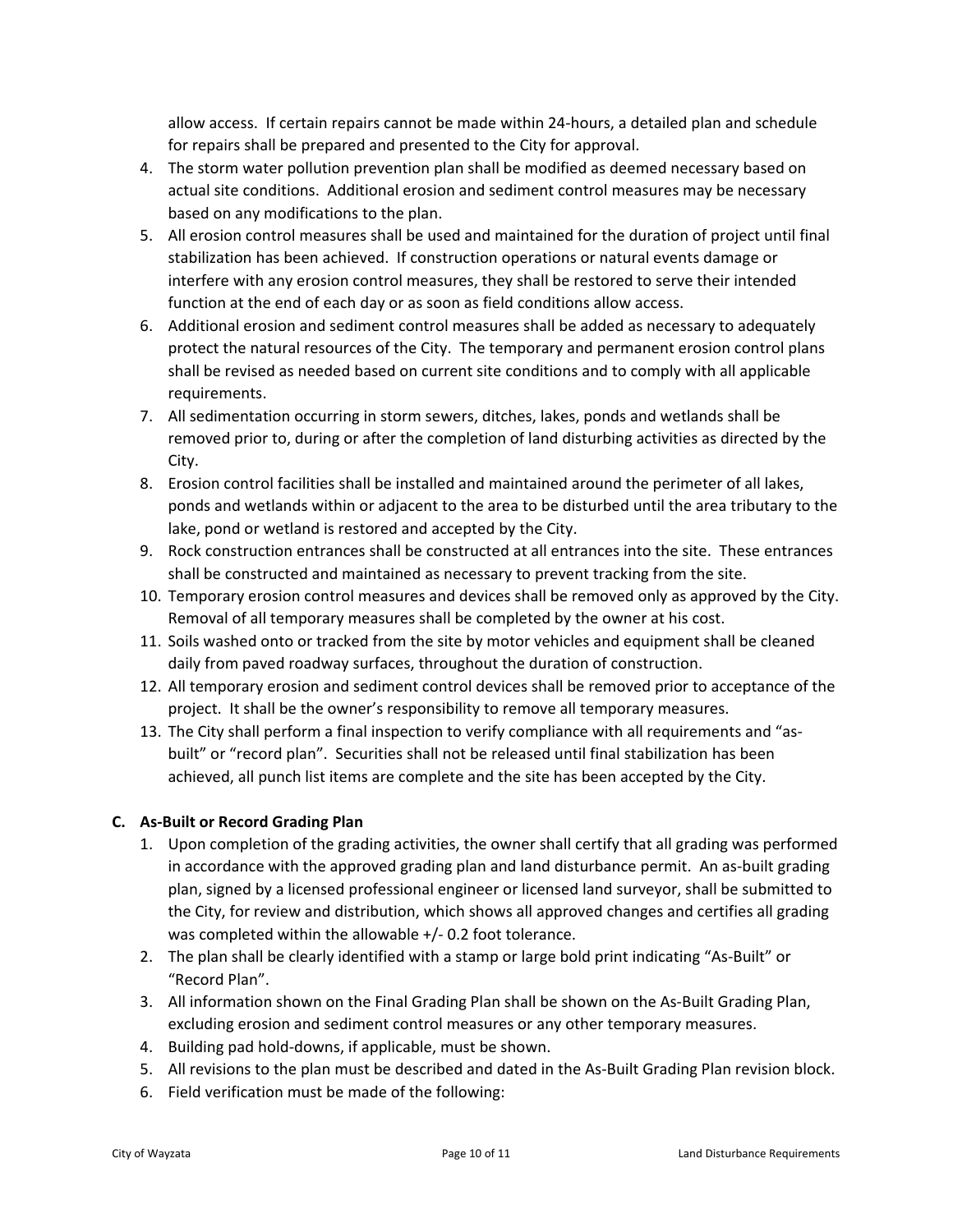allow access. If certain repairs cannot be made within 24-hours, a detailed plan and schedule for repairs shall be prepared and presented to the City for approval.

4. The storm water pollution prevention plan shall be modified as deemed necessary based on actual site conditions. Additional erosion and sediment control measures may be necessary based on any modifications to the plan.
5. All erosion control measures shall be used and maintained for the duration of project until final stabilization has been achieved. If construction operations or natural events damage or interfere with any erosion control measures, they shall be restored to serve their intended function at the end of each day or as soon as field conditions allow access.
6. Additional erosion and sediment control measures shall be added as necessary to adequately protect the natural resources of the City. The temporary and permanent erosion control plans shall be revised as needed based on current site conditions and to comply with all applicable requirements.
7. All sedimentation occurring in storm sewers, ditches, lakes, ponds and wetlands shall be removed prior to, during or after the completion of land disturbing activities as directed by the City.
8. Erosion control facilities shall be installed and maintained around the perimeter of all lakes, ponds and wetlands within or adjacent to the area to be disturbed until the area tributary to the lake, pond or wetland is restored and accepted by the City.
9. Rock construction entrances shall be constructed at all entrances into the site. These entrances shall be constructed and maintained as necessary to prevent tracking from the site.
10. Temporary erosion control measures and devices shall be removed only as approved by the City. Removal of all temporary measures shall be completed by the owner at his cost.
11. Soils washed onto or tracked from the site by motor vehicles and equipment shall be cleaned daily from paved roadway surfaces, throughout the duration of construction.
12. All temporary erosion and sediment control devices shall be removed prior to acceptance of the project. It shall be the owner's responsibility to remove all temporary measures.
13. The City shall perform a final inspection to verify compliance with all requirements and "as-built" or "record plan". Securities shall not be released until final stabilization has been achieved, all punch list items are complete and the site has been accepted by the City.

**C. As-Built or Record Grading Plan**

1. Upon completion of the grading activities, the owner shall certify that all grading was performed in accordance with the approved grading plan and land disturbance permit. An as-built grading plan, signed by a licensed professional engineer or licensed land surveyor, shall be submitted to the City, for review and distribution, which shows all approved changes and certifies all grading was completed within the allowable +/- 0.2 foot tolerance.
2. The plan shall be clearly identified with a stamp or large bold print indicating "As-Built" or "Record Plan".
3. All information shown on the Final Grading Plan shall be shown on the As-Built Grading Plan, excluding erosion and sediment control measures or any other temporary measures.
4. Building pad hold-downs, if applicable, must be shown.
5. All revisions to the plan must be described and dated in the As-Built Grading Plan revision block.
6. Field verification must be made of the following: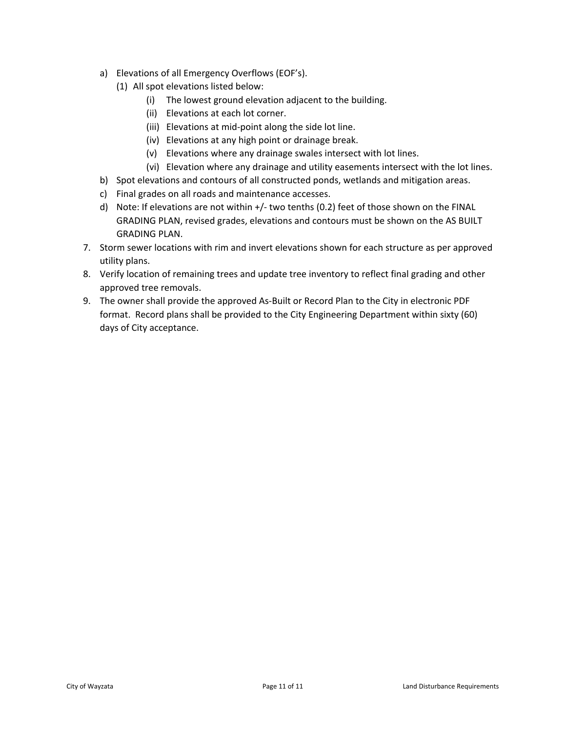a) Elevations of all Emergency Overflows (EOF's).
   (1) All spot elevations listed below:
      (i) The lowest ground elevation adjacent to the building.
      (ii) Elevations at each lot corner.
      (iii) Elevations at mid-point along the side lot line.
      (iv) Elevations at any high point or drainage break.
      (v) Elevations where any drainage swales intersect with lot lines.
      (vi) Elevation where any drainage and utility easements intersect with the lot lines.
b) Spot elevations and contours of all constructed ponds, wetlands and mitigation areas.
c) Final grades on all roads and maintenance accesses.
d) Note: If elevations are not within +/- two tenths (0.2) feet of those shown on the FINAL GRADING PLAN, revised grades, elevations and contours must be shown on the AS BUILT GRADING PLAN.

7. Storm sewer locations with rim and invert elevations shown for each structure as per approved utility plans.
8. Verify location of remaining trees and update tree inventory to reflect final grading and other approved tree removals.
9. The owner shall provide the approved As-Built or Record Plan to the City in electronic PDF format. Record plans shall be provided to the City Engineering Department within sixty (60) days of City acceptance.